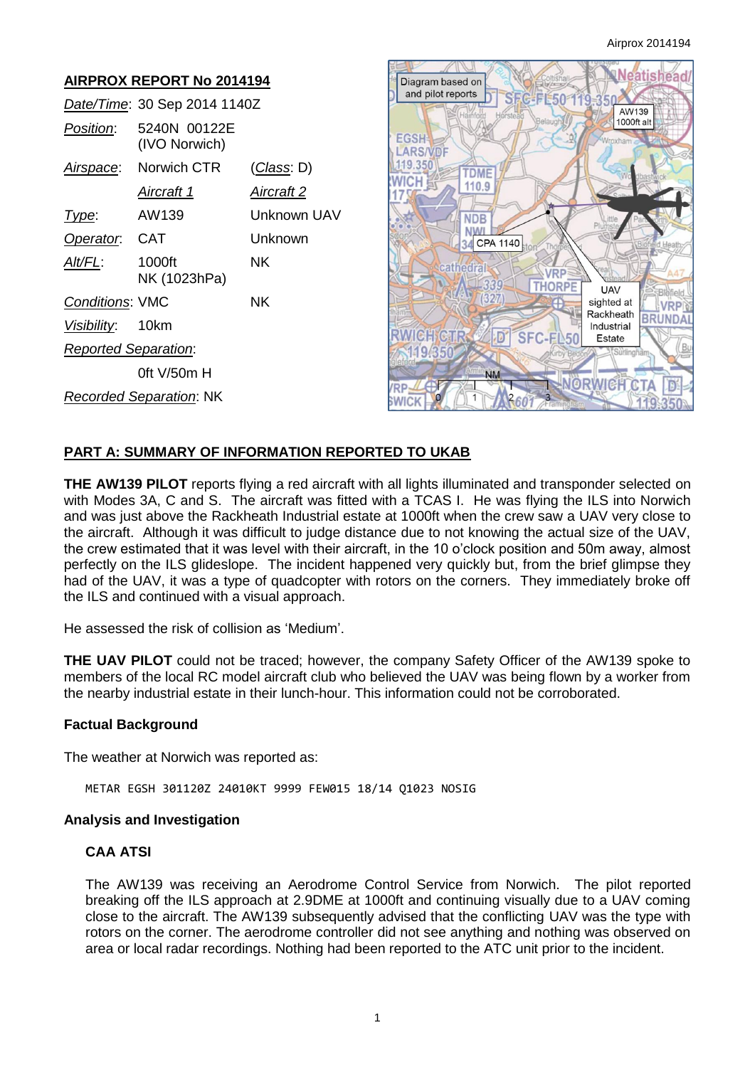## AIRPROX REPORT No 2014194

*Date/Time*: 30 Sep 2014 1140Z

*Position*: 5240N 00122E (IVO Norwich)

*Airspace*: Norwich CTR (*Class*: D)

| | *Aircraft 1* | *Aircraft 2* |
|---|---|---|
| *Type*: | AW139 | Unknown UAV |
| *Operator*: | CAT | Unknown |
| *Alt/FL*: | 1000ft NK (1023hPa) | NK |
| *Conditions*: | VMC | NK |
| *Visibility*: | 10km | |

*Reported Separation*:

0ft V/50m H

*Recorded Separation*: NK

## PART A: SUMMARY OF INFORMATION REPORTED TO UKAB

**THE AW139 PILOT** reports flying a red aircraft with all lights illuminated and transponder selected on with Modes 3A, C and S. The aircraft was fitted with a TCAS I. He was flying the ILS into Norwich and was just above the Rackheath Industrial estate at 1000ft when the crew saw a UAV very close to the aircraft. Although it was difficult to judge distance due to not knowing the actual size of the UAV, the crew estimated that it was level with their aircraft, in the 10 o'clock position and 50m away, almost perfectly on the ILS glideslope. The incident happened very quickly but, from the brief glimpse they had of the UAV, it was a type of quadcopter with rotors on the corners. They immediately broke off the ILS and continued with a visual approach.

He assessed the risk of collision as 'Medium'.

**THE UAV PILOT** could not be traced; however, the company Safety Officer of the AW139 spoke to members of the local RC model aircraft club who believed the UAV was being flown by a worker from the nearby industrial estate in their lunch-hour. This information could not be corroborated.

### Factual Background

The weather at Norwich was reported as:

```
METAR EGSH 301120Z 24010KT 9999 FEW015 18/14 Q1023 NOSIG
```

### Analysis and Investigation

#### CAA ATSI

The AW139 was receiving an Aerodrome Control Service from Norwich. The pilot reported breaking off the ILS approach at 2.9DME at 1000ft and continuing visually due to a UAV coming close to the aircraft. The AW139 subsequently advised that the conflicting UAV was the type with rotors on the corner. The aerodrome controller did not see anything and nothing was observed on area or local radar recordings. Nothing had been reported to the ATC unit prior to the incident.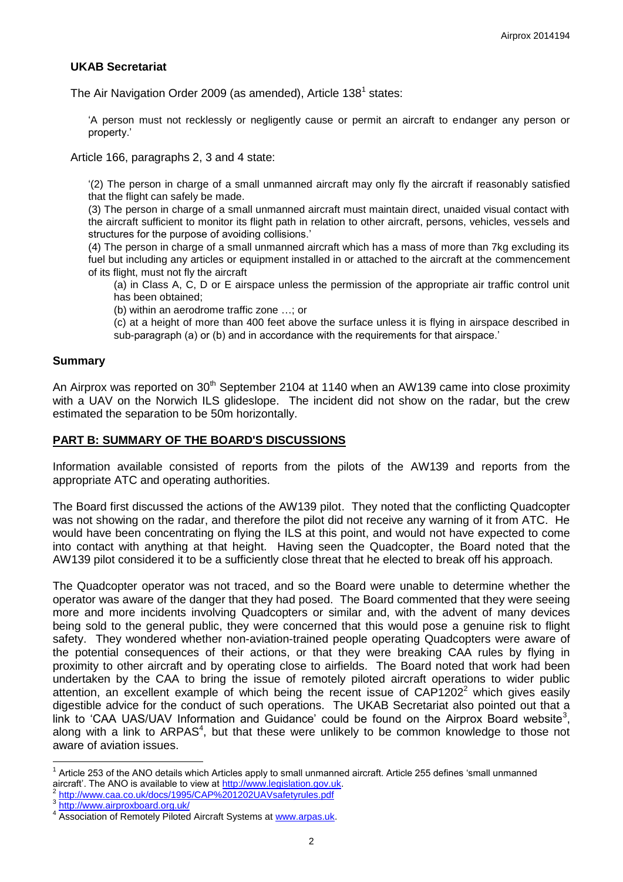**UKAB Secretariat**

The Air Navigation Order 2009 (as amended), Article 138[1] states:

> 'A person must not recklessly or negligently cause or permit an aircraft to endanger any person or property.'

Article 166, paragraphs 2, 3 and 4 state:

> '(2) The person in charge of a small unmanned aircraft may only fly the aircraft if reasonably satisfied that the flight can safely be made.
>
> (3) The person in charge of a small unmanned aircraft must maintain direct, unaided visual contact with the aircraft sufficient to monitor its flight path in relation to other aircraft, persons, vehicles, vessels and structures for the purpose of avoiding collisions.'
>
> (4) The person in charge of a small unmanned aircraft which has a mass of more than 7kg excluding its fuel but including any articles or equipment installed in or attached to the aircraft at the commencement of its flight, must not fly the aircraft
>
> (a) in Class A, C, D or E airspace unless the permission of the appropriate air traffic control unit has been obtained;
>
> (b) within an aerodrome traffic zone …; or
>
> (c) at a height of more than 400 feet above the surface unless it is flying in airspace described in sub-paragraph (a) or (b) and in accordance with the requirements for that airspace.'

## Summary

An Airprox was reported on 30th September 2104 at 1140 when an AW139 came into close proximity with a UAV on the Norwich ILS glideslope. The incident did not show on the radar, but the crew estimated the separation to be 50m horizontally.

## PART B: SUMMARY OF THE BOARD'S DISCUSSIONS

Information available consisted of reports from the pilots of the AW139 and reports from the appropriate ATC and operating authorities.

The Board first discussed the actions of the AW139 pilot. They noted that the conflicting Quadcopter was not showing on the radar, and therefore the pilot did not receive any warning of it from ATC. He would have been concentrating on flying the ILS at this point, and would not have expected to come into contact with anything at that height. Having seen the Quadcopter, the Board noted that the AW139 pilot considered it to be a sufficiently close threat that he elected to break off his approach.

The Quadcopter operator was not traced, and so the Board were unable to determine whether the operator was aware of the danger that they had posed. The Board commented that they were seeing more and more incidents involving Quadcopters or similar and, with the advent of many devices being sold to the general public, they were concerned that this would pose a genuine risk to flight safety. They wondered whether non-aviation-trained people operating Quadcopters were aware of the potential consequences of their actions, or that they were breaking CAA rules by flying in proximity to other aircraft and by operating close to airfields. The Board noted that work had been undertaken by the CAA to bring the issue of remotely piloted aircraft operations to wider public attention, an excellent example of which being the recent issue of CAP1202[2] which gives easily digestible advice for the conduct of such operations. The UKAB Secretariat also pointed out that a link to 'CAA UAS/UAV Information and Guidance' could be found on the Airprox Board website[3], along with a link to ARPAS[4], but that these were unlikely to be common knowledge to those not aware of aviation issues.

---

[1] Article 253 of the ANO details which Articles apply to small unmanned aircraft. Article 255 defines 'small unmanned aircraft'. The ANO is available to view at http://www.legislation.gov.uk.

[2] http://www.caa.co.uk/docs/1995/CAP%201202UAVsafetyrules.pdf

[3] http://www.airproxboard.org.uk/

[4] Association of Remotely Piloted Aircraft Systems at www.arpas.uk.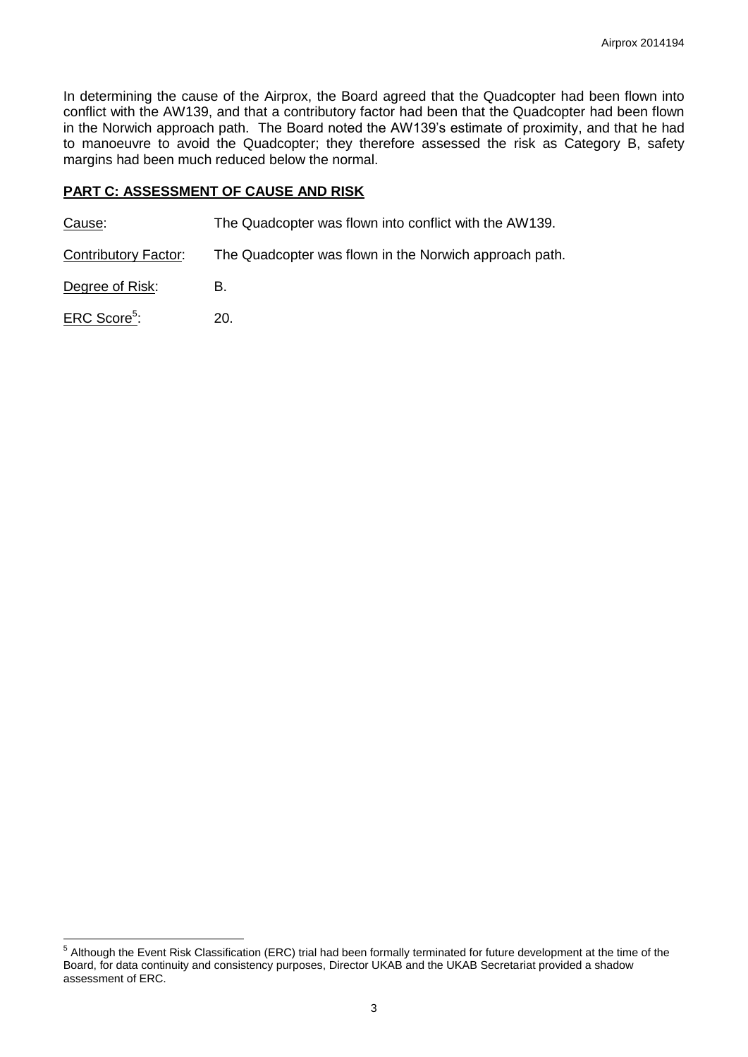In determining the cause of the Airprox, the Board agreed that the Quadcopter had been flown into conflict with the AW139, and that a contributory factor had been that the Quadcopter had been flown in the Norwich approach path. The Board noted the AW139's estimate of proximity, and that he had to manoeuvre to avoid the Quadcopter; they therefore assessed the risk as Category B, safety margins had been much reduced below the normal.

## PART C: ASSESSMENT OF CAUSE AND RISK

Cause: The Quadcopter was flown into conflict with the AW139.

Contributory Factor: The Quadcopter was flown in the Norwich approach path.

Degree of Risk: B.

ERC Score[5]: 20.

[5] Although the Event Risk Classification (ERC) trial had been formally terminated for future development at the time of the Board, for data continuity and consistency purposes, Director UKAB and the UKAB Secretariat provided a shadow assessment of ERC.